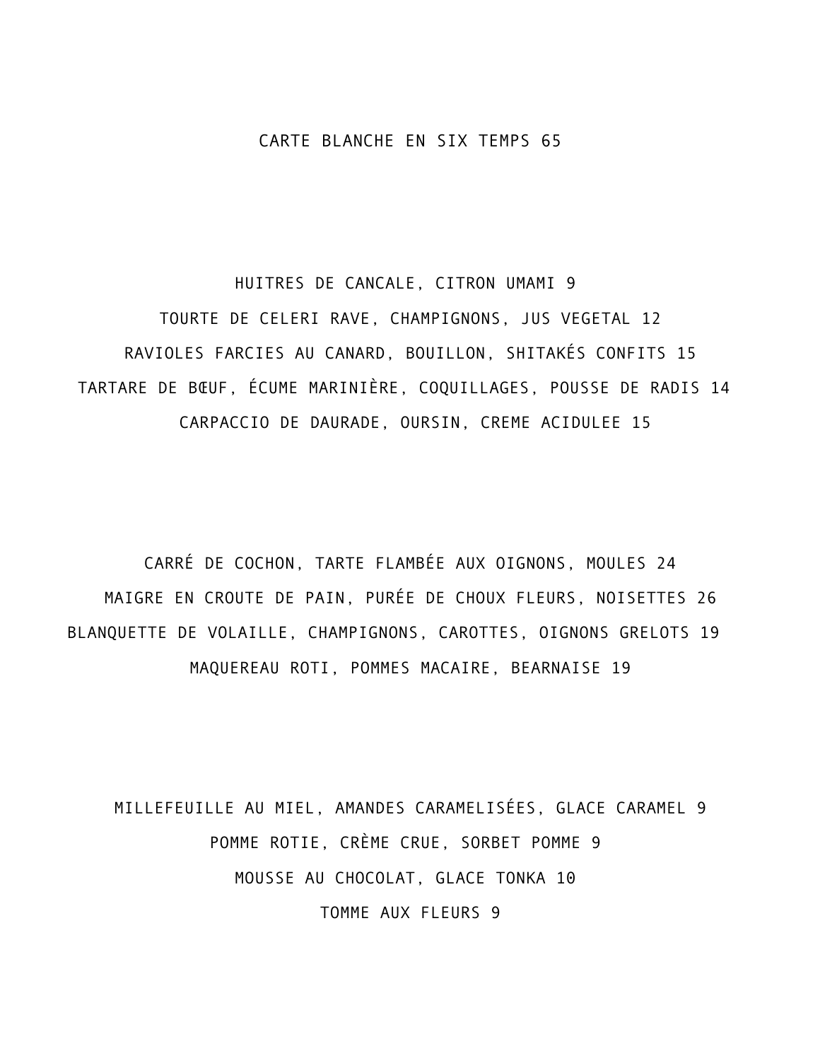CARTE BLANCHE EN SIX TEMPS 65

HUITRES DE CANCALE, CITRON UMAMI 9

TOURTE DE CELERI RAVE, CHAMPIGNONS, JUS VEGETAL 12

RAVIOLES FARCIES AU CANARD, BOUILLON, SHITAKÉS CONFITS 15

TARTARE DE BŒUF, ÉCUME MARINIÈRE, COQUILLAGES, POUSSE DE RADIS 14

CARPACCIO DE DAURADE, OURSIN, CREME ACIDULEE 15

CARRÉ DE COCHON, TARTE FLAMBÉE AUX OIGNONS, MOULES 24

MAIGRE EN CROUTE DE PAIN, PURÉE DE CHOUX FLEURS, NOISETTES 26

BLANQUETTE DE VOLAILLE, CHAMPIGNONS, CAROTTES, OIGNONS GRELOTS 19

MAQUEREAU ROTI, POMMES MACAIRE, BEARNAISE 19

MILLEFEUILLE AU MIEL, AMANDES CARAMELISÉES, GLACE CARAMEL 9

POMME ROTIE, CRÈME CRUE, SORBET POMME 9

MOUSSE AU CHOCOLAT, GLACE TONKA 10

TOMME AUX FLEURS 9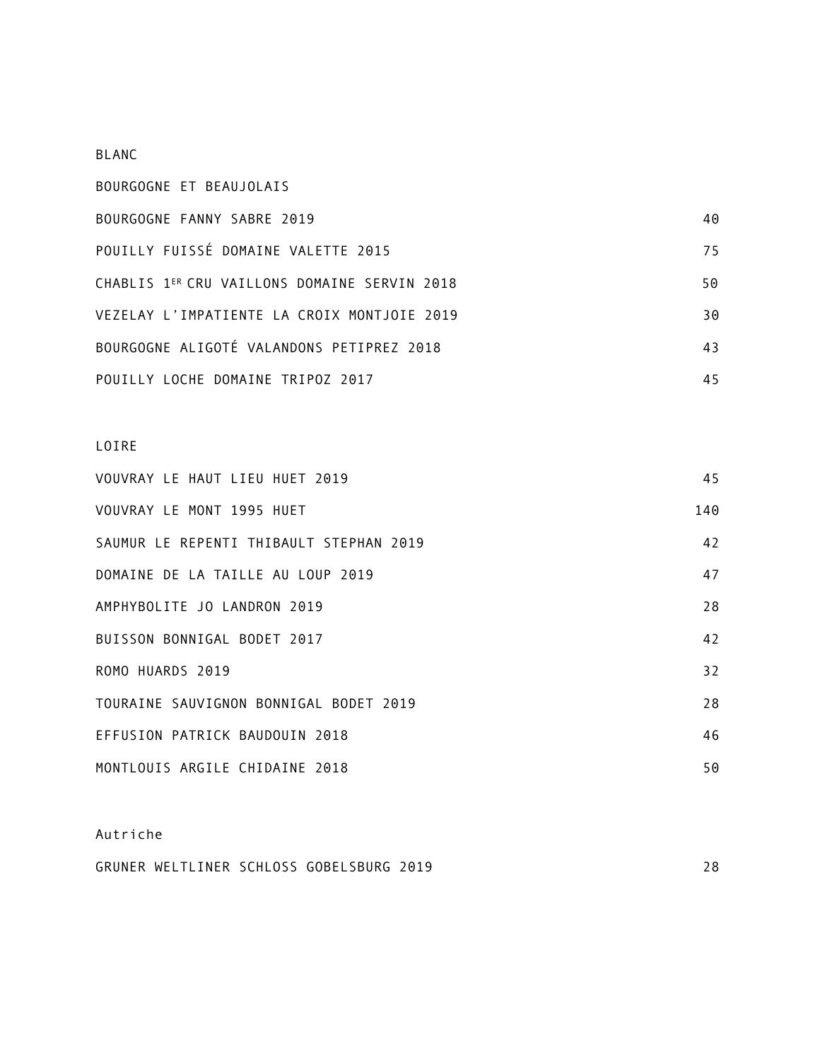# BLANC

## BOURGOGNE ET BEAUJOLAIS

| | |
|---|---|
| BOURGOGNE FANNY SABRE 2019 | 40 |
| POUILLY FUISSÉ DOMAINE VALETTE 2015 | 75 |
| CHABLIS 1ER CRU VAILLONS DOMAINE SERVIN 2018 | 50 |
| VEZELAY L'IMPATIENTE LA CROIX MONTJOIE 2019 | 30 |
| BOURGOGNE ALIGOTÉ VALANDONS PETIPREZ 2018 | 43 |
| POUILLY LOCHE DOMAINE TRIPOZ 2017 | 45 |

## LOIRE

| | |
|---|---|
| VOUVRAY LE HAUT LIEU HUET 2019 | 45 |
| VOUVRAY LE MONT 1995 HUET | 140 |
| SAUMUR LE REPENTI THIBAULT STEPHAN 2019 | 42 |
| DOMAINE DE LA TAILLE AU LOUP 2019 | 47 |
| AMPHYBOLITE JO LANDRON 2019 | 28 |
| BUISSON BONNIGAL BODET 2017 | 42 |
| ROMO HUARDS 2019 | 32 |
| TOURAINE SAUVIGNON BONNIGAL BODET 2019 | 28 |
| EFFUSION PATRICK BAUDOUIN 2018 | 46 |
| MONTLOUIS ARGILE CHIDAINE 2018 | 50 |

## Autriche

| | |
|---|---|
| GRUNER WELTLINER SCHLOSS GOBELSBURG 2019 | 28 |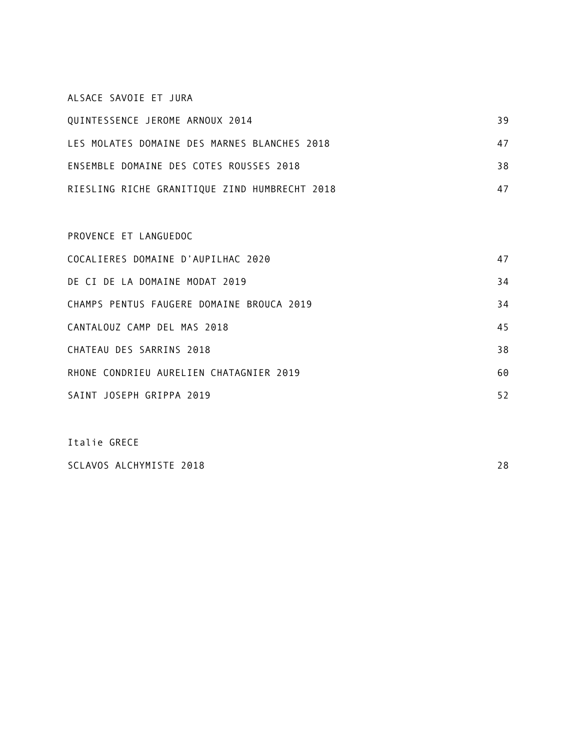## ALSACE SAVOIE ET JURA

| | |
|---|---|
| QUINTESSENCE JEROME ARNOUX 2014 | 39 |
| LES MOLATES DOMAINE DES MARNES BLANCHES 2018 | 47 |
| ENSEMBLE DOMAINE DES COTES ROUSSES 2018 | 38 |
| RIESLING RICHE GRANITIQUE ZIND HUMBRECHT 2018 | 47 |

## PROVENCE ET LANGUEDOC

| | |
|---|---|
| COCALIERES DOMAINE D'AUPILHAC 2020 | 47 |
| DE CI DE LA DOMAINE MODAT 2019 | 34 |
| CHAMPS PENTUS FAUGERE DOMAINE BROUCA 2019 | 34 |
| CANTALOUZ CAMP DEL MAS 2018 | 45 |
| CHATEAU DES SARRINS 2018 | 38 |
| RHONE CONDRIEU AURELIEN CHATAGNIER 2019 | 60 |
| SAINT JOSEPH GRIPPA 2019 | 52 |

## Italie GRECE

| | |
|---|---|
| SCLAVOS ALCHYMISTE 2018 | 28 |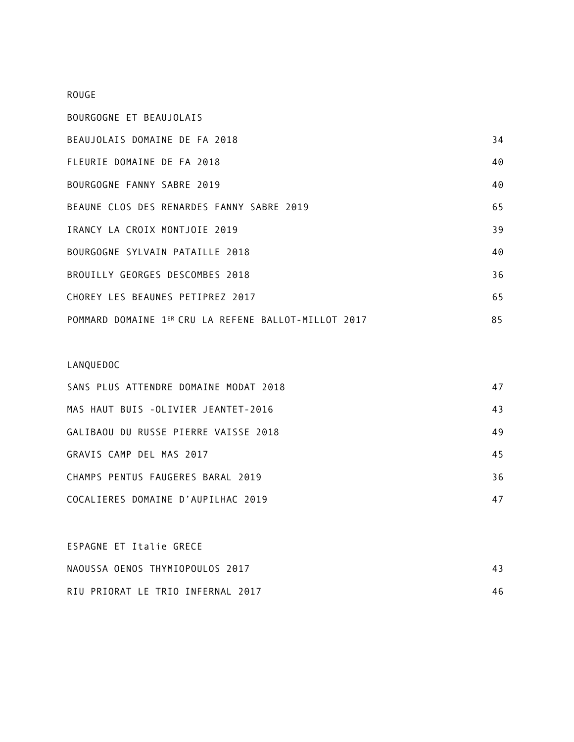## ROUGE

### BOURGOGNE ET BEAUJOLAIS

| | |
|---|---|
| BEAUJOLAIS DOMAINE DE FA 2018 | 34 |
| FLEURIE DOMAINE DE FA 2018 | 40 |
| BOURGOGNE FANNY SABRE 2019 | 40 |
| BEAUNE CLOS DES RENARDES FANNY SABRE 2019 | 65 |
| IRANCY LA CROIX MONTJOIE 2019 | 39 |
| BOURGOGNE SYLVAIN PATAILLE 2018 | 40 |
| BROUILLY GEORGES DESCOMBES 2018 | 36 |
| CHOREY LES BEAUNES PETIPREZ 2017 | 65 |
| POMMARD DOMAINE 1ER CRU LA REFENE BALLOT-MILLOT 2017 | 85 |

### LANQUEDOC

| | |
|---|---|
| SANS PLUS ATTENDRE DOMAINE MODAT 2018 | 47 |
| MAS HAUT BUIS -OLIVIER JEANTET-2016 | 43 |
| GALIBAOU DU RUSSE PIERRE VAISSE 2018 | 49 |
| GRAVIS CAMP DEL MAS 2017 | 45 |
| CHAMPS PENTUS FAUGERES BARAL 2019 | 36 |
| COCALIERES DOMAINE D'AUPILHAC 2019 | 47 |

### ESPAGNE ET Italie GRECE

| | |
|---|---|
| NAOUSSA OENOS THYMIOPOULOS 2017 | 43 |
| RIU PRIORAT LE TRIO INFERNAL 2017 | 46 |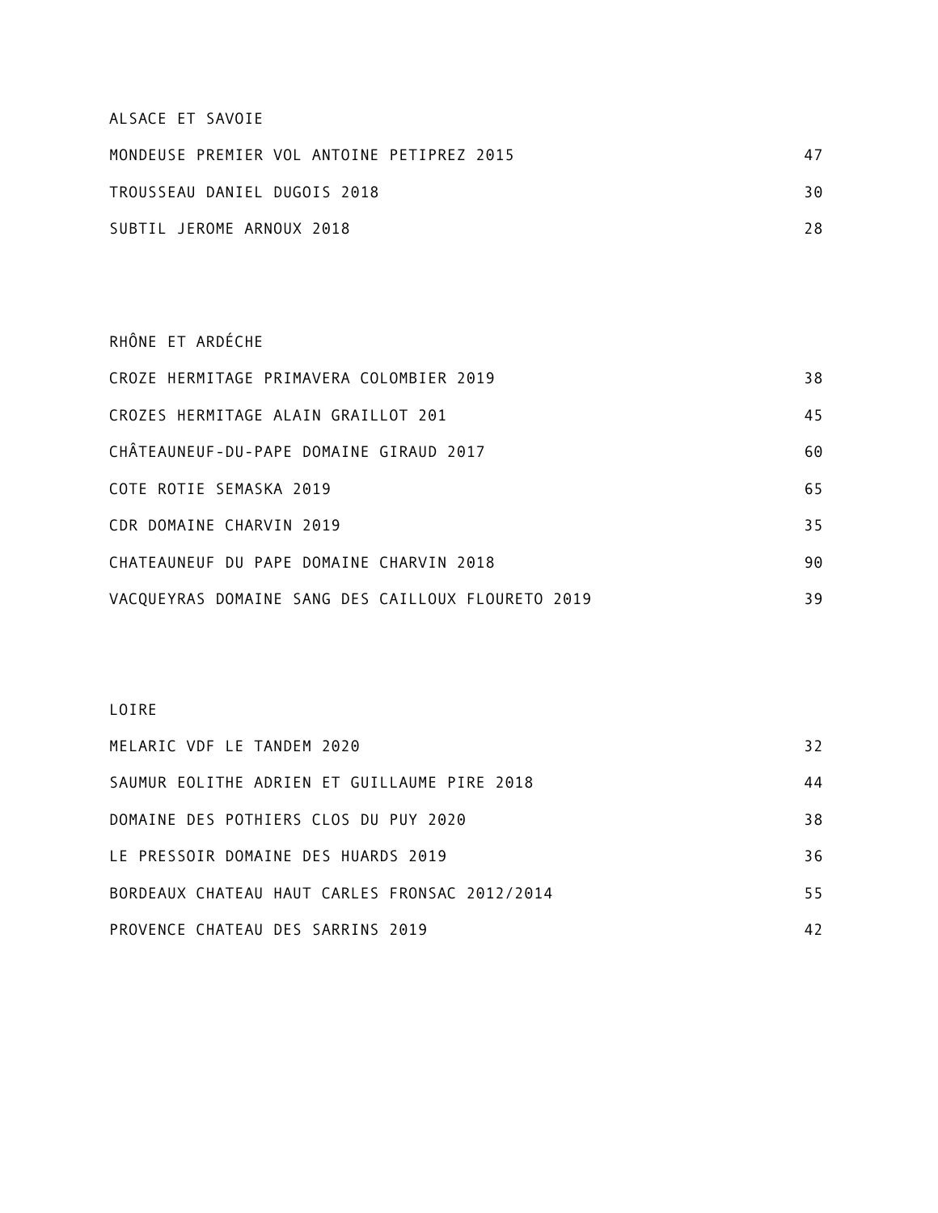## ALSACE ET SAVOIE

| | |
|---|---|
| MONDEUSE PREMIER VOL ANTOINE PETIPREZ 2015 | 47 |
| TROUSSEAU DANIEL DUGOIS 2018 | 30 |
| SUBTIL JEROME ARNOUX 2018 | 28 |

## RHÔNE ET ARDÉCHE

| | |
|---|---|
| CROZE HERMITAGE PRIMAVERA COLOMBIER 2019 | 38 |
| CROZES HERMITAGE ALAIN GRAILLOT 201 | 45 |
| CHÂTEAUNEUF-DU-PAPE DOMAINE GIRAUD 2017 | 60 |
| COTE ROTIE SEMASKA 2019 | 65 |
| CDR DOMAINE CHARVIN 2019 | 35 |
| CHATEAUNEUF DU PAPE DOMAINE CHARVIN 2018 | 90 |
| VACQUEYRAS DOMAINE SANG DES CAILLOUX FLOURETO 2019 | 39 |

## LOIRE

| | |
|---|---|
| MELARIC VDF LE TANDEM 2020 | 32 |
| SAUMUR EOLITHE ADRIEN ET GUILLAUME PIRE 2018 | 44 |
| DOMAINE DES POTHIERS CLOS DU PUY 2020 | 38 |
| LE PRESSOIR DOMAINE DES HUARDS 2019 | 36 |
| BORDEAUX CHATEAU HAUT CARLES FRONSAC 2012/2014 | 55 |
| PROVENCE CHATEAU DES SARRINS 2019 | 42 |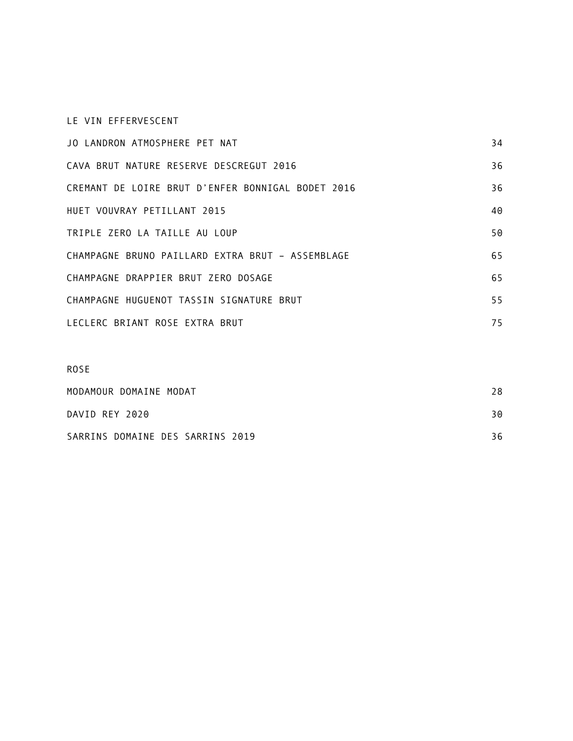## LE VIN EFFERVESCENT

| | |
|---|---|
| JO LANDRON ATMOSPHERE PET NAT | 34 |
| CAVA BRUT NATURE RESERVE DESCREGUT 2016 | 36 |
| CREMANT DE LOIRE BRUT D'ENFER BONNIGAL BODET 2016 | 36 |
| HUET VOUVRAY PETILLANT 2015 | 40 |
| TRIPLE ZERO LA TAILLE AU LOUP | 50 |
| CHAMPAGNE BRUNO PAILLARD EXTRA BRUT – ASSEMBLAGE | 65 |
| CHAMPAGNE DRAPPIER BRUT ZERO DOSAGE | 65 |
| CHAMPAGNE HUGUENOT TASSIN SIGNATURE BRUT | 55 |
| LECLERC BRIANT ROSE EXTRA BRUT | 75 |

## ROSE

| | |
|---|---|
| MODAMOUR DOMAINE MODAT | 28 |
| DAVID REY 2020 | 30 |
| SARRINS DOMAINE DES SARRINS 2019 | 36 |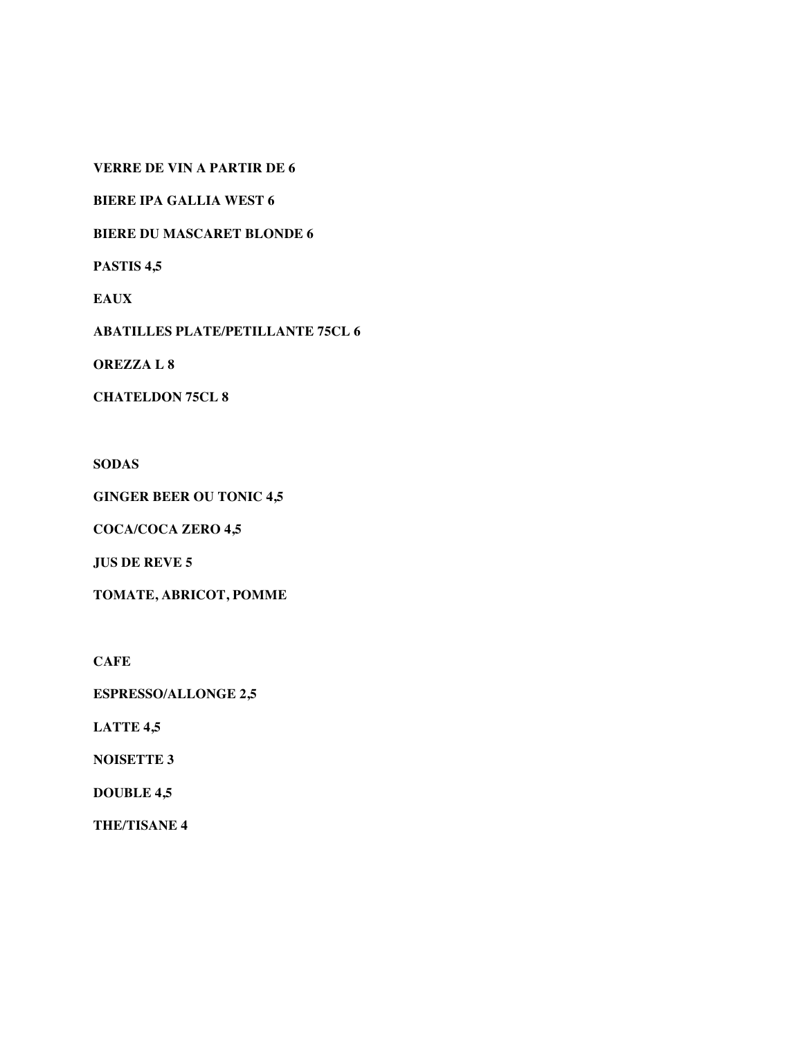**VERRE DE VIN A PARTIR DE 6**

**BIERE IPA GALLIA WEST 6**

**BIERE DU MASCARET BLONDE 6**

**PASTIS 4,5**

**EAUX**

**ABATILLES PLATE/PETILLANTE 75CL 6**

**OREZZA L 8**

**CHATELDON 75CL 8**

**SODAS**

**GINGER BEER OU TONIC 4,5**

**COCA/COCA ZERO 4,5**

**JUS DE REVE 5**

**TOMATE, ABRICOT, POMME**

**CAFE**

**ESPRESSO/ALLONGE 2,5**

**LATTE 4,5**

**NOISETTE 3**

**DOUBLE 4,5**

**THE/TISANE 4**